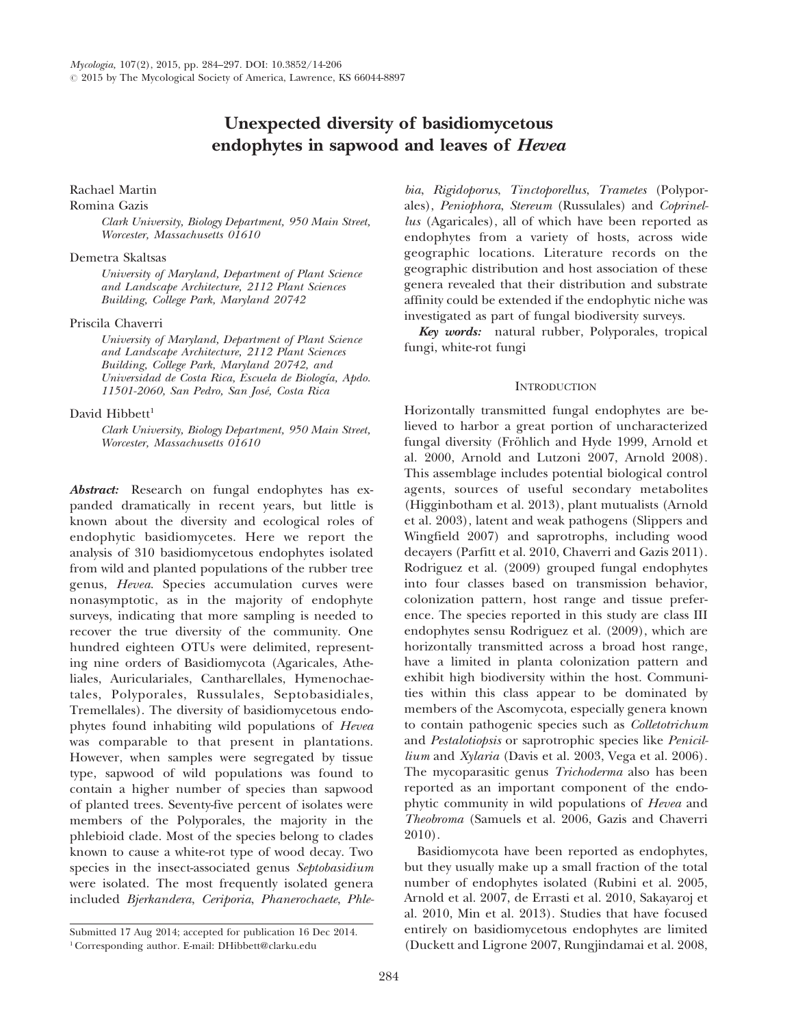# Unexpected diversity of basidiomycetous endophytes in sapwood and leaves of *Hevea*

Rachael Martin

Romina Gazis

*Clark University, Biology Department, 950 Main Street, Worcester, Massachusetts 01610*

Demetra Skaltsas

*University of Maryland, Department of Plant Science and Landscape Architecture, 2112 Plant Sciences Building, College Park, Maryland 20742*

Priscila Chaverri

*University of Maryland, Department of Plant Science and Landscape Architecture, 2112 Plant Sciences Building, College Park, Maryland 20742, and Universidad de Costa Rica, Escuela de Biología, Apdo. 11501-2060, San Pedro, San José, Costa Rica*

David Hibbett[1]

*Clark University, Biology Department, 950 Main Street, Worcester, Massachusetts 01610*

***Abstract:*** Research on fungal endophytes has expanded dramatically in recent years, but little is known about the diversity and ecological roles of endophytic basidiomycetes. Here we report the analysis of 310 basidiomycetous endophytes isolated from wild and planted populations of the rubber tree genus, *Hevea*. Species accumulation curves were nonasymptotic, as in the majority of endophyte surveys, indicating that more sampling is needed to recover the true diversity of the community. One hundred eighteen OTUs were delimited, representing nine orders of Basidiomycota (Agaricales, Atheliales, Auriculariales, Cantharellales, Hymenochaetales, Polyporales, Russulales, Septobasidiales, Tremellales). The diversity of basidiomycetous endophytes found inhabiting wild populations of *Hevea* was comparable to that present in plantations. However, when samples were segregated by tissue type, sapwood of wild populations was found to contain a higher number of species than sapwood of planted trees. Seventy-five percent of isolates were members of the Polyporales, the majority in the phlebioid clade. Most of the species belong to clades known to cause a white-rot type of wood decay. Two species in the insect-associated genus *Septobasidium* were isolated. The most frequently isolated genera included *Bjerkandera*, *Ceriporia*, *Phanerochaete*, *Phlebia*, *Rigidoporus*, *Tinctoporellus*, *Trametes* (Polyporales), *Peniophora*, *Stereum* (Russulales) and *Coprinellus* (Agaricales), all of which have been reported as endophytes from a variety of hosts, across wide geographic locations. Literature records on the geographic distribution and host association of these genera revealed that their distribution and substrate affinity could be extended if the endophytic niche was investigated as part of fungal biodiversity surveys.

***Key words:*** natural rubber, Polyporales, tropical fungi, white-rot fungi

Submitted 17 Aug 2014; accepted for publication 16 Dec 2014.

[1] Corresponding author. E-mail: DHibbett@clarku.edu

## Introduction

Horizontally transmitted fungal endophytes are believed to harbor a great portion of uncharacterized fungal diversity (Fröhlich and Hyde 1999, Arnold et al. 2000, Arnold and Lutzoni 2007, Arnold 2008). This assemblage includes potential biological control agents, sources of useful secondary metabolites (Higginbotham et al. 2013), plant mutualists (Arnold et al. 2003), latent and weak pathogens (Slippers and Wingfield 2007) and saprotrophs, including wood decayers (Parfitt et al. 2010, Chaverri and Gazis 2011). Rodriguez et al. (2009) grouped fungal endophytes into four classes based on transmission behavior, colonization pattern, host range and tissue preference. The species reported in this study are class III endophytes sensu Rodriguez et al. (2009), which are horizontally transmitted across a broad host range, have a limited in planta colonization pattern and exhibit high biodiversity within the host. Communities within this class appear to be dominated by members of the Ascomycota, especially genera known to contain pathogenic species such as *Colletotrichum* and *Pestalotiopsis* or saprotrophic species like *Penicillium* and *Xylaria* (Davis et al. 2003, Vega et al. 2006). The mycoparasitic genus *Trichoderma* also has been reported as an important component of the endophytic community in wild populations of *Hevea* and *Theobroma* (Samuels et al. 2006, Gazis and Chaverri 2010).

Basidiomycota have been reported as endophytes, but they usually make up a small fraction of the total number of endophytes isolated (Rubini et al. 2005, Arnold et al. 2007, de Errasti et al. 2010, Sakayaroj et al. 2010, Min et al. 2013). Studies that have focused entirely on basidiomycetous endophytes are limited (Duckett and Ligrone 2007, Rungjindamai et al. 2008,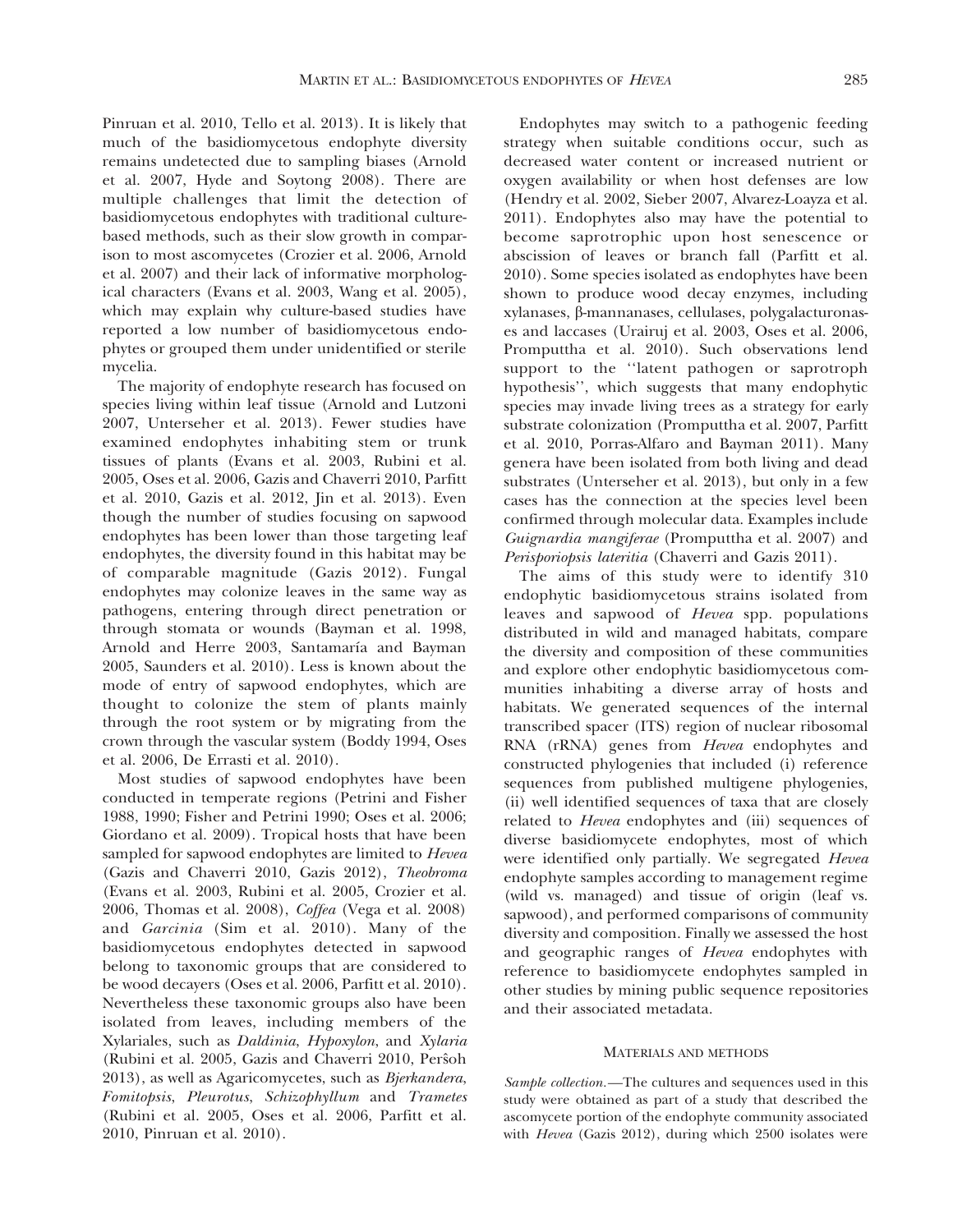Pinruan et al. 2010, Tello et al. 2013). It is likely that much of the basidiomycetous endophyte diversity remains undetected due to sampling biases (Arnold et al. 2007, Hyde and Soytong 2008). There are multiple challenges that limit the detection of basidiomycetous endophytes with traditional culture-based methods, such as their slow growth in comparison to most ascomycetes (Crozier et al. 2006, Arnold et al. 2007) and their lack of informative morphological characters (Evans et al. 2003, Wang et al. 2005), which may explain why culture-based studies have reported a low number of basidiomycetous endophytes or grouped them under unidentified or sterile mycelia.

The majority of endophyte research has focused on species living within leaf tissue (Arnold and Lutzoni 2007, Unterseher et al. 2013). Fewer studies have examined endophytes inhabiting stem or trunk tissues of plants (Evans et al. 2003, Rubini et al. 2005, Oses et al. 2006, Gazis and Chaverri 2010, Parfitt et al. 2010, Gazis et al. 2012, Jin et al. 2013). Even though the number of studies focusing on sapwood endophytes has been lower than those targeting leaf endophytes, the diversity found in this habitat may be of comparable magnitude (Gazis 2012). Fungal endophytes may colonize leaves in the same way as pathogens, entering through direct penetration or through stomata or wounds (Bayman et al. 1998, Arnold and Herre 2003, Santamaría and Bayman 2005, Saunders et al. 2010). Less is known about the mode of entry of sapwood endophytes, which are thought to colonize the stem of plants mainly through the root system or by migrating from the crown through the vascular system (Boddy 1994, Oses et al. 2006, De Errasti et al. 2010).

Most studies of sapwood endophytes have been conducted in temperate regions (Petrini and Fisher 1988, 1990; Fisher and Petrini 1990; Oses et al. 2006; Giordano et al. 2009). Tropical hosts that have been sampled for sapwood endophytes are limited to *Hevea* (Gazis and Chaverri 2010, Gazis 2012), *Theobroma* (Evans et al. 2003, Rubini et al. 2005, Crozier et al. 2006, Thomas et al. 2008), *Coffea* (Vega et al. 2008) and *Garcinia* (Sim et al. 2010). Many of the basidiomycetous endophytes detected in sapwood belong to taxonomic groups that are considered to be wood decayers (Oses et al. 2006, Parfitt et al. 2010). Nevertheless these taxonomic groups also have been isolated from leaves, including members of the Xylariales, such as *Daldinia*, *Hypoxylon*, and *Xylaria* (Rubini et al. 2005, Gazis and Chaverri 2010, Perŝoh 2013), as well as Agaricomycetes, such as *Bjerkandera*, *Fomitopsis*, *Pleurotus*, *Schizophyllum* and *Trametes* (Rubini et al. 2005, Oses et al. 2006, Parfitt et al. 2010, Pinruan et al. 2010).

Endophytes may switch to a pathogenic feeding strategy when suitable conditions occur, such as decreased water content or increased nutrient or oxygen availability or when host defenses are low (Hendry et al. 2002, Sieber 2007, Alvarez-Loayza et al. 2011). Endophytes also may have the potential to become saprotrophic upon host senescence or abscission of leaves or branch fall (Parfitt et al. 2010). Some species isolated as endophytes have been shown to produce wood decay enzymes, including xylanases, β-mannanases, cellulases, polygalacturonases and laccases (Urairuj et al. 2003, Oses et al. 2006, Promputtha et al. 2010). Such observations lend support to the ''latent pathogen or saprotroph hypothesis'', which suggests that many endophytic species may invade living trees as a strategy for early substrate colonization (Promputtha et al. 2007, Parfitt et al. 2010, Porras-Alfaro and Bayman 2011). Many genera have been isolated from both living and dead substrates (Unterseher et al. 2013), but only in a few cases has the connection at the species level been confirmed through molecular data. Examples include *Guignardia mangiferae* (Promputtha et al. 2007) and *Perisporiopsis lateritia* (Chaverri and Gazis 2011).

The aims of this study were to identify 310 endophytic basidiomycetous strains isolated from leaves and sapwood of *Hevea* spp. populations distributed in wild and managed habitats, compare the diversity and composition of these communities and explore other endophytic basidiomycetous communities inhabiting a diverse array of hosts and habitats. We generated sequences of the internal transcribed spacer (ITS) region of nuclear ribosomal RNA (rRNA) genes from *Hevea* endophytes and constructed phylogenies that included (i) reference sequences from published multigene phylogenies, (ii) well identified sequences of taxa that are closely related to *Hevea* endophytes and (iii) sequences of diverse basidiomycete endophytes, most of which were identified only partially. We segregated *Hevea* endophyte samples according to management regime (wild vs. managed) and tissue of origin (leaf vs. sapwood), and performed comparisons of community diversity and composition. Finally we assessed the host and geographic ranges of *Hevea* endophytes with reference to basidiomycete endophytes sampled in other studies by mining public sequence repositories and their associated metadata.

## Materials and methods

*Sample collection.*—The cultures and sequences used in this study were obtained as part of a study that described the ascomycete portion of the endophyte community associated with *Hevea* (Gazis 2012), during which 2500 isolates were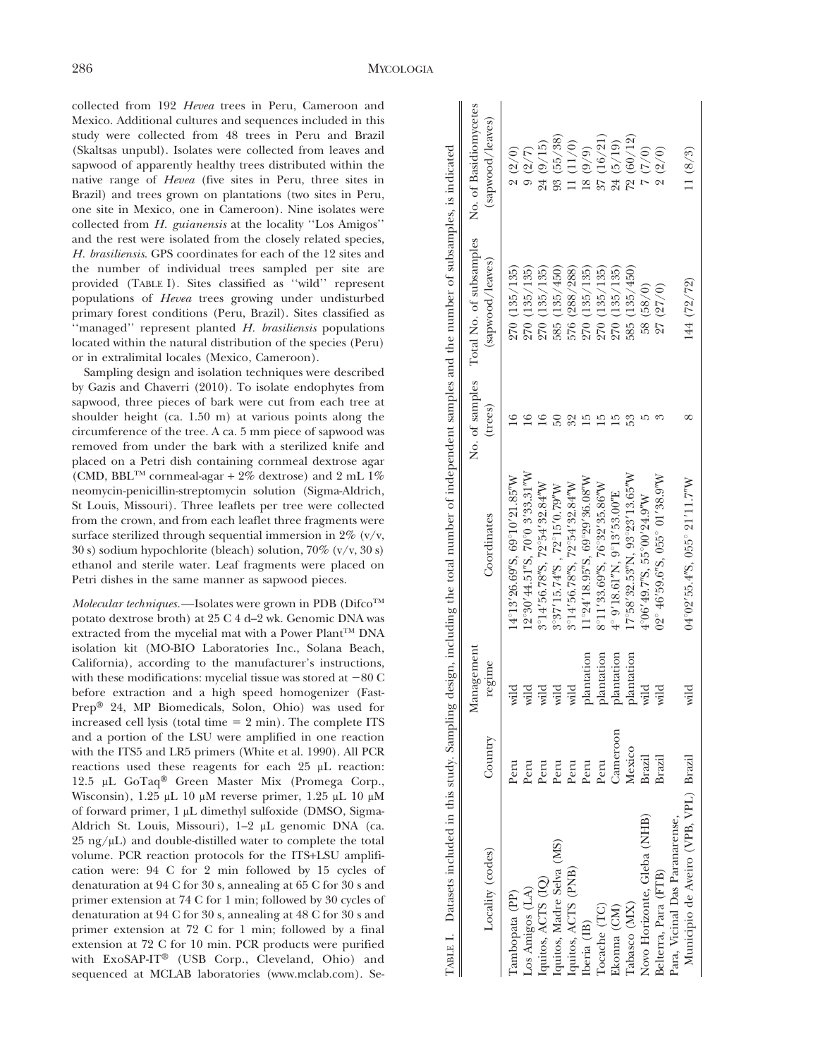collected from 192 *Hevea* trees in Peru, Cameroon and Mexico. Additional cultures and sequences included in this study were collected from 48 trees in Peru and Brazil (Skaltsas unpubl). Isolates were collected from leaves and sapwood of apparently healthy trees distributed within the native range of *Hevea* (five sites in Peru, three sites in Brazil) and trees grown on plantations (two sites in Peru, one site in Mexico, one in Cameroon). Nine isolates were collected from *H. guianensis* at the locality ''Los Amigos'' and the rest were isolated from the closely related species, *H. brasiliensis*. GPS coordinates for each of the 12 sites and the number of individual trees sampled per site are provided (TABLE I). Sites classified as ''wild'' represent populations of *Hevea* trees growing under undisturbed primary forest conditions (Peru, Brazil). Sites classified as ''managed'' represent planted *H. brasiliensis* populations located within the natural distribution of the species (Peru) or in extralimital locales (Mexico, Cameroon).

Sampling design and isolation techniques were described by Gazis and Chaverri (2010). To isolate endophytes from sapwood, three pieces of bark were cut from each tree at shoulder height (ca. 1.50 m) at various points along the circumference of the tree. A ca. 5 mm piece of sapwood was removed from under the bark with a sterilized knife and placed on a Petri dish containing cornmeal dextrose agar (CMD, BBL™ cornmeal-agar + 2% dextrose) and 2 mL 1% neomycin-penicillin-streptomycin solution (Sigma-Aldrich, St Louis, Missouri). Three leaflets per tree were collected from the crown, and from each leaflet three fragments were surface sterilized through sequential immersion in 2% (v/v, 30 s) sodium hypochlorite (bleach) solution, 70% (v/v, 30 s) ethanol and sterile water. Leaf fragments were placed on Petri dishes in the same manner as sapwood pieces.

*Molecular techniques.*—Isolates were grown in PDB (Difco™ potato dextrose broth) at 25 C 4 d–2 wk. Genomic DNA was extracted from the mycelial mat with a Power Plant™ DNA isolation kit (MO-BIO Laboratories Inc., Solana Beach, California), according to the manufacturer's instructions, with these modifications: mycelial tissue was stored at −80 C before extraction and a high speed homogenizer (Fast-Prep® 24, MP Biomedicals, Solon, Ohio) was used for increased cell lysis (total time = 2 min). The complete ITS and a portion of the LSU were amplified in one reaction with the ITS5 and LR5 primers (White et al. 1990). All PCR reactions used these reagents for each 25 μL reaction: 12.5 μL GoTaq® Green Master Mix (Promega Corp., Wisconsin), 1.25 μL 10 μM reverse primer, 1.25 μL 10 μM of forward primer, 1 μL dimethyl sulfoxide (DMSO, Sigma-Aldrich St. Louis, Missouri), 1–2 μL genomic DNA (ca. 25 ng/μL) and double-distilled water to complete the total volume. PCR reaction protocols for the ITS+LSU amplification were: 94 C for 2 min followed by 15 cycles of denaturation at 94 C for 30 s, annealing at 65 C for 30 s and primer extension at 74 C for 1 min; followed by 30 cycles of denaturation at 94 C for 30 s, annealing at 48 C for 30 s and primer extension at 72 C for 1 min; followed by a final extension at 72 C for 10 min. PCR products were purified with ExoSAP-IT® (USB Corp., Cleveland, Ohio) and sequenced at MCLAB laboratories (www.mclab.com). Se-

TABLE I. Datasets included in this study. Sampling design, including the total number of independent samples and the number of subsamples, is indicated

| Locality (codes) | Country | Management regime | Coordinates | No. of samples (trees) | Total No. of subsamples (sapwood/leaves) | No. of Basidiomycetes (sapwood/leaves) |
|---|---|---|---|---|---|---|
| Tambopata (PP) | Peru | wild | 14°13′26.69″S, 69°10′21.85″W | 16 | 270 (135/135) | 2 (2/0) |
| Los Amigos (LA) | Peru | wild | 12°30′44.51″S, 70°0 3′33.31″W | 16 | 270 (135/135) | 9 (2/7) |
| Iquitos, ACTS (IQ) | Peru | wild | 3°14′56.78″S, 72°54′32.84″W | 16 | 270 (135/135) | 24 (9/15) |
| Iquitos, Madre Selva (MS) | Peru | wild | 3°37′15.74″S , 72°15′0.79″W | 50 | 585 (135/450) | 93 (55/38) |
| Iquitos, ACTS (PNB) | Peru | wild | 3°14′56.78″S, 72°54′32.84″W | 32 | 576 (288/288) | 11 (11/0) |
| Iberia (IB) | Peru | plantation | 11°24′18.95″S, 69°29′36.08″W | 15 | 270 (135/135) | 18 (9/9) |
| Tocache (TC) | Peru | plantation | 8°11′33.69″S, 76°32′35.86″W | 15 | 270 (135/135) | 37 (16/21) |
| Ekonna (CM) | Cameroon | plantation | 4° 9′18.61″N, 9°13′53.00″E | 15 | 270 (135/135) | 24 (5/19) |
| Tabasco (MX) | Mexico | plantation | 17°58′32.53″N, 93°23′13.65″W | 53 | 585 (135/450) | 72 (60/12) |
| Novo Horizonte, Gleba (NHB) | Brazil | wild | 4°06′49.7″S, 55°00′24.9″W | 5 | 58 (58/0) | 7 (7/0) |
| Belterra, Para (FTB) | Brazil | wild | 02° 46′59.6″S, 055° 01′38.9″W | 3 | 27 (27/0) | 2 (2/0) |
| Para, Vicinal Das Paranarense, Municipio de Aveiro (VPB, VPL) | Brazil | wild | 04°02′55.4″S, 055° 21′11.7″W | 8 | 144 (72/72) | 11 (8/3) |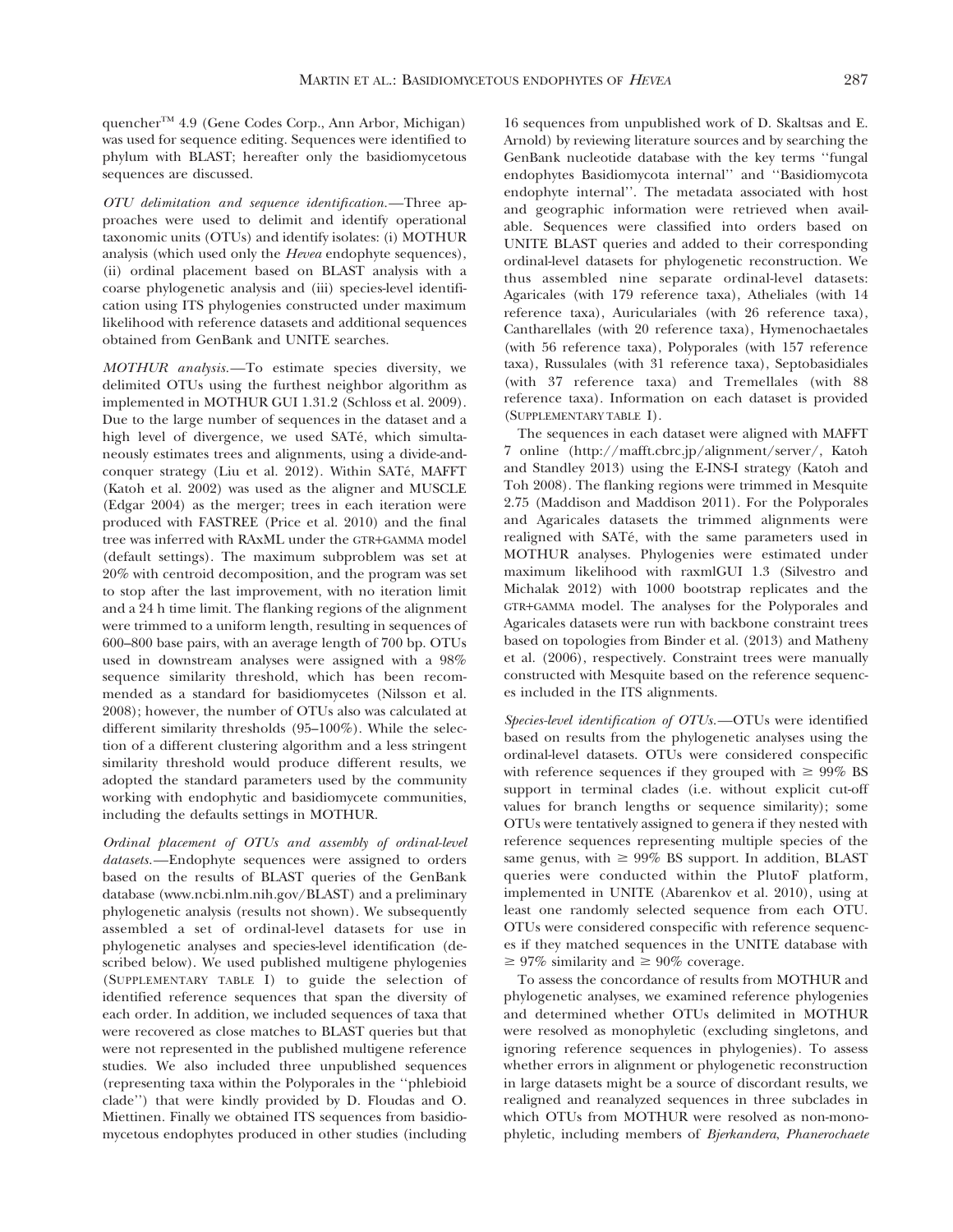quencher™ 4.9 (Gene Codes Corp., Ann Arbor, Michigan) was used for sequence editing. Sequences were identified to phylum with BLAST; hereafter only the basidiomycetous sequences are discussed.

*OTU delimitation and sequence identification.*—Three approaches were used to delimit and identify operational taxonomic units (OTUs) and identify isolates: (i) MOTHUR analysis (which used only the *Hevea* endophyte sequences), (ii) ordinal placement based on BLAST analysis with a coarse phylogenetic analysis and (iii) species-level identification using ITS phylogenies constructed under maximum likelihood with reference datasets and additional sequences obtained from GenBank and UNITE searches.

*MOTHUR analysis.*—To estimate species diversity, we delimited OTUs using the furthest neighbor algorithm as implemented in MOTHUR GUI 1.31.2 (Schloss et al. 2009). Due to the large number of sequences in the dataset and a high level of divergence, we used SATé, which simultaneously estimates trees and alignments, using a divide-and-conquer strategy (Liu et al. 2012). Within SATé, MAFFT (Katoh et al. 2002) was used as the aligner and MUSCLE (Edgar 2004) as the merger; trees in each iteration were produced with FASTREE (Price et al. 2010) and the final tree was inferred with RAxML under the GTR+GAMMA model (default settings). The maximum subproblem was set at 20% with centroid decomposition, and the program was set to stop after the last improvement, with no iteration limit and a 24 h time limit. The flanking regions of the alignment were trimmed to a uniform length, resulting in sequences of 600–800 base pairs, with an average length of 700 bp. OTUs used in downstream analyses were assigned with a 98% sequence similarity threshold, which has been recommended as a standard for basidiomycetes (Nilsson et al. 2008); however, the number of OTUs also was calculated at different similarity thresholds (95–100%). While the selection of a different clustering algorithm and a less stringent similarity threshold would produce different results, we adopted the standard parameters used by the community working with endophytic and basidiomycete communities, including the defaults settings in MOTHUR.

*Ordinal placement of OTUs and assembly of ordinal-level datasets.*—Endophyte sequences were assigned to orders based on the results of BLAST queries of the GenBank database (www.ncbi.nlm.nih.gov/BLAST) and a preliminary phylogenetic analysis (results not shown). We subsequently assembled a set of ordinal-level datasets for use in phylogenetic analyses and species-level identification (described below). We used published multigene phylogenies (SUPPLEMENTARY TABLE I) to guide the selection of identified reference sequences that span the diversity of each order. In addition, we included sequences of taxa that were recovered as close matches to BLAST queries but that were not represented in the published multigene reference studies. We also included three unpublished sequences (representing taxa within the Polyporales in the ''phlebioid clade'') that were kindly provided by D. Floudas and O. Miettinen. Finally we obtained ITS sequences from basidiomycetous endophytes produced in other studies (including 16 sequences from unpublished work of D. Skaltsas and E. Arnold) by reviewing literature sources and by searching the GenBank nucleotide database with the key terms ''fungal endophytes Basidiomycota internal'' and ''Basidiomycota endophyte internal''. The metadata associated with host and geographic information were retrieved when available. Sequences were classified into orders based on UNITE BLAST queries and added to their corresponding ordinal-level datasets for phylogenetic reconstruction. We thus assembled nine separate ordinal-level datasets: Agaricales (with 179 reference taxa), Atheliales (with 14 reference taxa), Auriculariales (with 26 reference taxa), Cantharellales (with 20 reference taxa), Hymenochaetales (with 56 reference taxa), Polyporales (with 157 reference taxa), Russulales (with 31 reference taxa), Septobasidiales (with 37 reference taxa) and Tremellales (with 88 reference taxa). Information on each dataset is provided (SUPPLEMENTARY TABLE I).

The sequences in each dataset were aligned with MAFFT 7 online (http://mafft.cbrc.jp/alignment/server/, Katoh and Standley 2013) using the E-INS-I strategy (Katoh and Toh 2008). The flanking regions were trimmed in Mesquite 2.75 (Maddison and Maddison 2011). For the Polyporales and Agaricales datasets the trimmed alignments were realigned with SATé, with the same parameters used in MOTHUR analyses. Phylogenies were estimated under maximum likelihood with raxmlGUI 1.3 (Silvestro and Michalak 2012) with 1000 bootstrap replicates and the GTR+GAMMA model. The analyses for the Polyporales and Agaricales datasets were run with backbone constraint trees based on topologies from Binder et al. (2013) and Matheny et al. (2006), respectively. Constraint trees were manually constructed with Mesquite based on the reference sequences included in the ITS alignments.

*Species-level identification of OTUs.*—OTUs were identified based on results from the phylogenetic analyses using the ordinal-level datasets. OTUs were considered conspecific with reference sequences if they grouped with ≥ 99% BS support in terminal clades (i.e. without explicit cut-off values for branch lengths or sequence similarity); some OTUs were tentatively assigned to genera if they nested with reference sequences representing multiple species of the same genus, with ≥ 99% BS support. In addition, BLAST queries were conducted within the PlutoF platform, implemented in UNITE (Abarenkov et al. 2010), using at least one randomly selected sequence from each OTU. OTUs were considered conspecific with reference sequences if they matched sequences in the UNITE database with ≥ 97% similarity and ≥ 90% coverage.

To assess the concordance of results from MOTHUR and phylogenetic analyses, we examined reference phylogenies and determined whether OTUs delimited in MOTHUR were resolved as monophyletic (excluding singletons, and ignoring reference sequences in phylogenies). To assess whether errors in alignment or phylogenetic reconstruction in large datasets might be a source of discordant results, we realigned and reanalyzed sequences in three subclades in which OTUs from MOTHUR were resolved as non-monophyletic, including members of *Bjerkandera*, *Phanerochaete*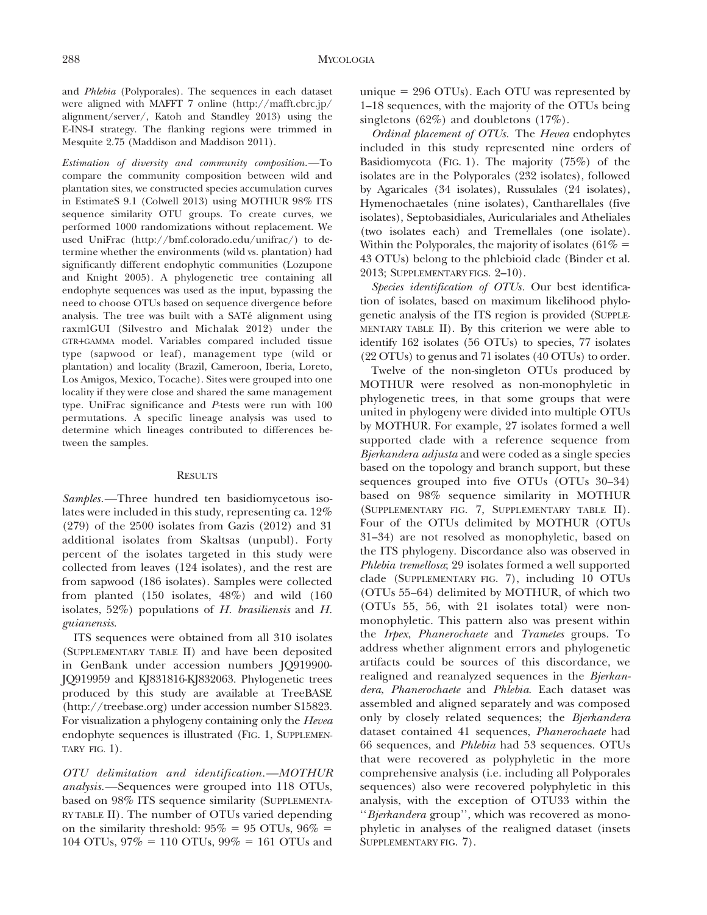and *Phlebia* (Polyporales). The sequences in each dataset were aligned with MAFFT 7 online (http://mafft.cbrc.jp/alignment/server/, Katoh and Standley 2013) using the E-INS-I strategy. The flanking regions were trimmed in Mesquite 2.75 (Maddison and Maddison 2011).

*Estimation of diversity and community composition.*—To compare the community composition between wild and plantation sites, we constructed species accumulation curves in EstimateS 9.1 (Colwell 2013) using MOTHUR 98% ITS sequence similarity OTU groups. To create curves, we performed 1000 randomizations without replacement. We used UniFrac (http://bmf.colorado.edu/unifrac/) to determine whether the environments (wild vs. plantation) had significantly different endophytic communities (Lozupone and Knight 2005). A phylogenetic tree containing all endophyte sequences was used as the input, bypassing the need to choose OTUs based on sequence divergence before analysis. The tree was built with a SATé alignment using raxmlGUI (Silvestro and Michalak 2012) under the GTR+GAMMA model. Variables compared included tissue type (sapwood or leaf), management type (wild or plantation) and locality (Brazil, Cameroon, Iberia, Loreto, Los Amigos, Mexico, Tocache). Sites were grouped into one locality if they were close and shared the same management type. UniFrac significance and *P*-tests were run with 100 permutations. A specific lineage analysis was used to determine which lineages contributed to differences between the samples.

## RESULTS

*Samples.*—Three hundred ten basidiomycetous isolates were included in this study, representing ca. 12% (279) of the 2500 isolates from Gazis (2012) and 31 additional isolates from Skaltsas (unpubl). Forty percent of the isolates targeted in this study were collected from leaves (124 isolates), and the rest are from sapwood (186 isolates). Samples were collected from planted (150 isolates, 48%) and wild (160 isolates, 52%) populations of *H. brasiliensis* and *H. guianensis*.

ITS sequences were obtained from all 310 isolates (SUPPLEMENTARY TABLE II) and have been deposited in GenBank under accession numbers JQ919900-JQ919959 and KJ831816-KJ832063. Phylogenetic trees produced by this study are available at TreeBASE (http://treebase.org) under accession number S15823. For visualization a phylogeny containing only the *Hevea* endophyte sequences is illustrated (FIG. 1, SUPPLEMENTARY FIG. 1).

*OTU delimitation and identification.*—*MOTHUR analysis.*—Sequences were grouped into 118 OTUs, based on 98% ITS sequence similarity (SUPPLEMENTARY TABLE II). The number of OTUs varied depending on the similarity threshold: 95% = 95 OTUs, 96% = 104 OTUs, 97% = 110 OTUs, 99% = 161 OTUs and unique = 296 OTUs). Each OTU was represented by 1–18 sequences, with the majority of the OTUs being singletons (62%) and doubletons (17%).

*Ordinal placement of OTUs.* The *Hevea* endophytes included in this study represented nine orders of Basidiomycota (FIG. 1). The majority (75%) of the isolates are in the Polyporales (232 isolates), followed by Agaricales (34 isolates), Russulales (24 isolates), Hymenochaetales (nine isolates), Cantharellales (five isolates), Septobasidiales, Auriculariales and Atheliales (two isolates each) and Tremellales (one isolate). Within the Polyporales, the majority of isolates (61% = 43 OTUs) belong to the phlebioid clade (Binder et al. 2013; SUPPLEMENTARY FIGS. 2–10).

*Species identification of OTUs.* Our best identification of isolates, based on maximum likelihood phylogenetic analysis of the ITS region is provided (SUPPLEMENTARY TABLE II). By this criterion we were able to identify 162 isolates (56 OTUs) to species, 77 isolates (22 OTUs) to genus and 71 isolates (40 OTUs) to order.

Twelve of the non-singleton OTUs produced by MOTHUR were resolved as non-monophyletic in phylogenetic trees, in that some groups that were united in phylogeny were divided into multiple OTUs by MOTHUR. For example, 27 isolates formed a well supported clade with a reference sequence from *Bjerkandera adjusta* and were coded as a single species based on the topology and branch support, but these sequences grouped into five OTUs (OTUs 30–34) based on 98% sequence similarity in MOTHUR (SUPPLEMENTARY FIG. 7, SUPPLEMENTARY TABLE II). Four of the OTUs delimited by MOTHUR (OTUs 31–34) are not resolved as monophyletic, based on the ITS phylogeny. Discordance also was observed in *Phlebia tremellosa*; 29 isolates formed a well supported clade (SUPPLEMENTARY FIG. 7), including 10 OTUs (OTUs 55–64) delimited by MOTHUR, of which two (OTUs 55, 56, with 21 isolates total) were non-monophyletic. This pattern also was present within the *Irpex*, *Phanerochaete* and *Trametes* groups. To address whether alignment errors and phylogenetic artifacts could be sources of this discordance, we realigned and reanalyzed sequences in the *Bjerkandera*, *Phanerochaete* and *Phlebia*. Each dataset was assembled and aligned separately and was composed only by closely related sequences; the *Bjerkandera* dataset contained 41 sequences, *Phanerochaete* had 66 sequences, and *Phlebia* had 53 sequences. OTUs that were recovered as polyphyletic in the more comprehensive analysis (i.e. including all Polyporales sequences) also were recovered polyphyletic in this analysis, with the exception of OTU33 within the "*Bjerkandera* group", which was recovered as monophyletic in analyses of the realigned dataset (insets SUPPLEMENTARY FIG. 7).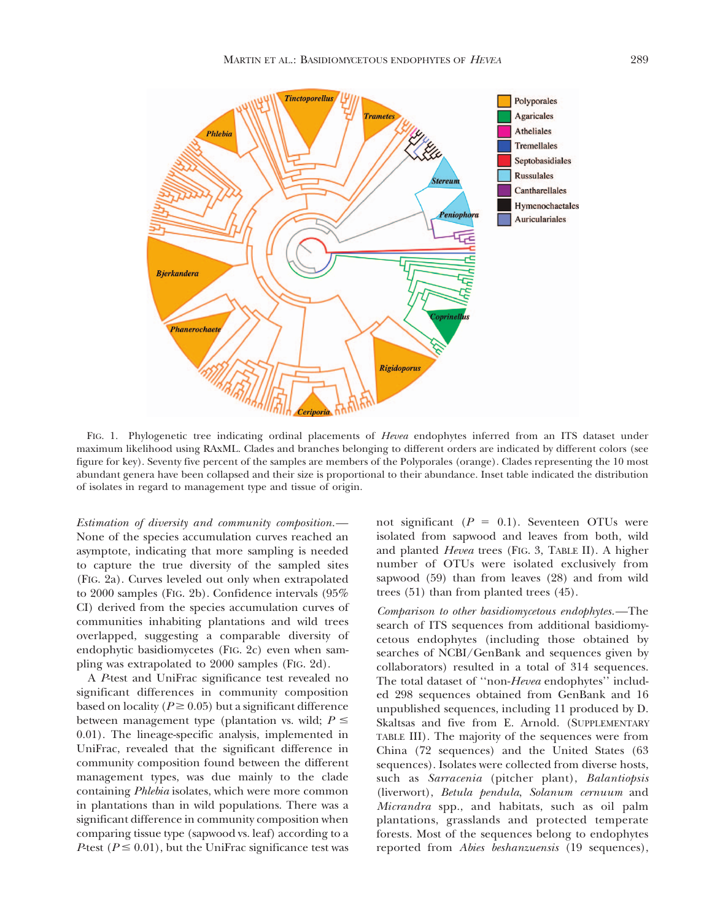FIG. 1. Phylogenetic tree indicating ordinal placements of *Hevea* endophytes inferred from an ITS dataset under maximum likelihood using RAxML. Clades and branches belonging to different orders are indicated by different colors (see figure for key). Seventy five percent of the samples are members of the Polyporales (orange). Clades representing the 10 most abundant genera have been collapsed and their size is proportional to their abundance. Inset table indicated the distribution of isolates in regard to management type and tissue of origin.

*Estimation of diversity and community composition.*— None of the species accumulation curves reached an asymptote, indicating that more sampling is needed to capture the true diversity of the sampled sites (FIG. 2a). Curves leveled out only when extrapolated to 2000 samples (FIG. 2b). Confidence intervals (95% CI) derived from the species accumulation curves of communities inhabiting plantations and wild trees overlapped, suggesting a comparable diversity of endophytic basidiomycetes (FIG. 2c) even when sampling was extrapolated to 2000 samples (FIG. 2d).

A *P*-test and UniFrac significance test revealed no significant differences in community composition based on locality ($P \geq 0.05$) but a significant difference between management type (plantation vs. wild; $P \leq 0.01$). The lineage-specific analysis, implemented in UniFrac, revealed that the significant difference in community composition found between the different management types, was due mainly to the clade containing *Phlebia* isolates, which were more common in plantations than in wild populations. There was a significant difference in community composition when comparing tissue type (sapwood vs. leaf) according to a *P*-test ($P \leq 0.01$), but the UniFrac significance test was not significant ($P = 0.1$). Seventeen OTUs were isolated from sapwood and leaves from both, wild and planted *Hevea* trees (FIG. 3, TABLE II). A higher number of OTUs were isolated exclusively from sapwood (59) than from leaves (28) and from wild trees (51) than from planted trees (45).

*Comparison to other basidiomycetous endophytes.*—The search of ITS sequences from additional basidiomycetous endophytes (including those obtained by searches of NCBI/GenBank and sequences given by collaborators) resulted in a total of 314 sequences. The total dataset of ''non-*Hevea* endophytes'' included 298 sequences obtained from GenBank and 16 unpublished sequences, including 11 produced by D. Skaltsas and five from E. Arnold. (SUPPLEMENTARY TABLE III). The majority of the sequences were from China (72 sequences) and the United States (63 sequences). Isolates were collected from diverse hosts, such as *Sarracenia* (pitcher plant), *Balantiopsis* (liverwort), *Betula pendula*, *Solanum cernuum* and *Micrandra* spp., and habitats, such as oil palm plantations, grasslands and protected temperate forests. Most of the sequences belong to endophytes reported from *Abies beshanzuensis* (19 sequences),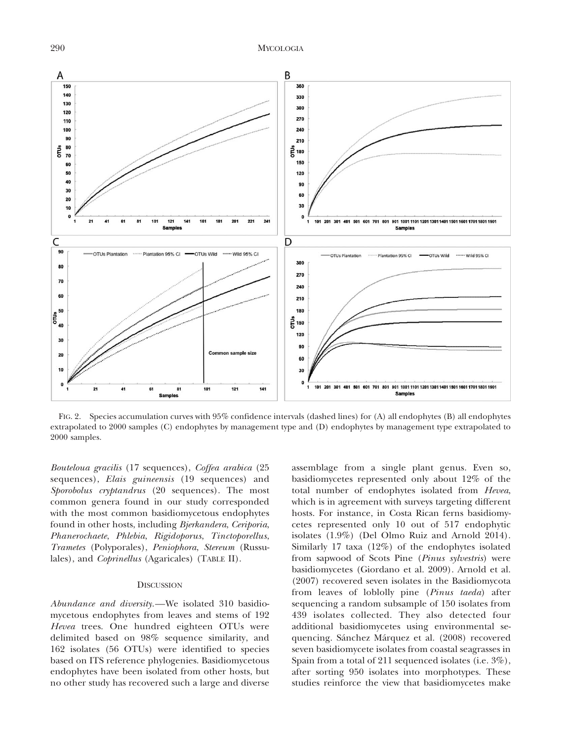FIG. 2. Species accumulation curves with 95% confidence intervals (dashed lines) for (A) all endophytes (B) all endophytes extrapolated to 2000 samples (C) endophytes by management type and (D) endophytes by management type extrapolated to 2000 samples.

*Bouteloua gracilis* (17 sequences), *Coffea arabica* (25 sequences), *Elais guineensis* (19 sequences) and *Sporobolus cryptandrus* (20 sequences). The most common genera found in our study corresponded with the most common basidiomycetous endophytes found in other hosts, including *Bjerkandera*, *Ceriporia*, *Phanerochaete*, *Phlebia*, *Rigidoporus*, *Tinctoporellus*, *Trametes* (Polyporales), *Peniophora*, *Stereum* (Russulales), and *Coprinellus* (Agaricales) (TABLE II).

## DISCUSSION

*Abundance and diversity.*—We isolated 310 basidiomycetous endophytes from leaves and stems of 192 *Hevea* trees. One hundred eighteen OTUs were delimited based on 98% sequence similarity, and 162 isolates (56 OTUs) were identified to species based on ITS reference phylogenies. Basidiomycetous endophytes have been isolated from other hosts, but no other study has recovered such a large and diverse assemblage from a single plant genus. Even so, basidiomycetes represented only about 12% of the total number of endophytes isolated from *Hevea*, which is in agreement with surveys targeting different hosts. For instance, in Costa Rican ferns basidiomycetes represented only 10 out of 517 endophytic isolates (1.9%) (Del Olmo Ruiz and Arnold 2014). Similarly 17 taxa (12%) of the endophytes isolated from sapwood of Scots Pine (*Pinus sylvestris*) were basidiomycetes (Giordano et al. 2009). Arnold et al. (2007) recovered seven isolates in the Basidiomycota from leaves of loblolly pine (*Pinus taeda*) after sequencing a random subsample of 150 isolates from 439 isolates collected. They also detected four additional basidiomycetes using environmental sequencing. Sánchez Márquez et al. (2008) recovered seven basidiomycete isolates from coastal seagrasses in Spain from a total of 211 sequenced isolates (i.e. 3%), after sorting 950 isolates into morphotypes. These studies reinforce the view that basidiomycetes make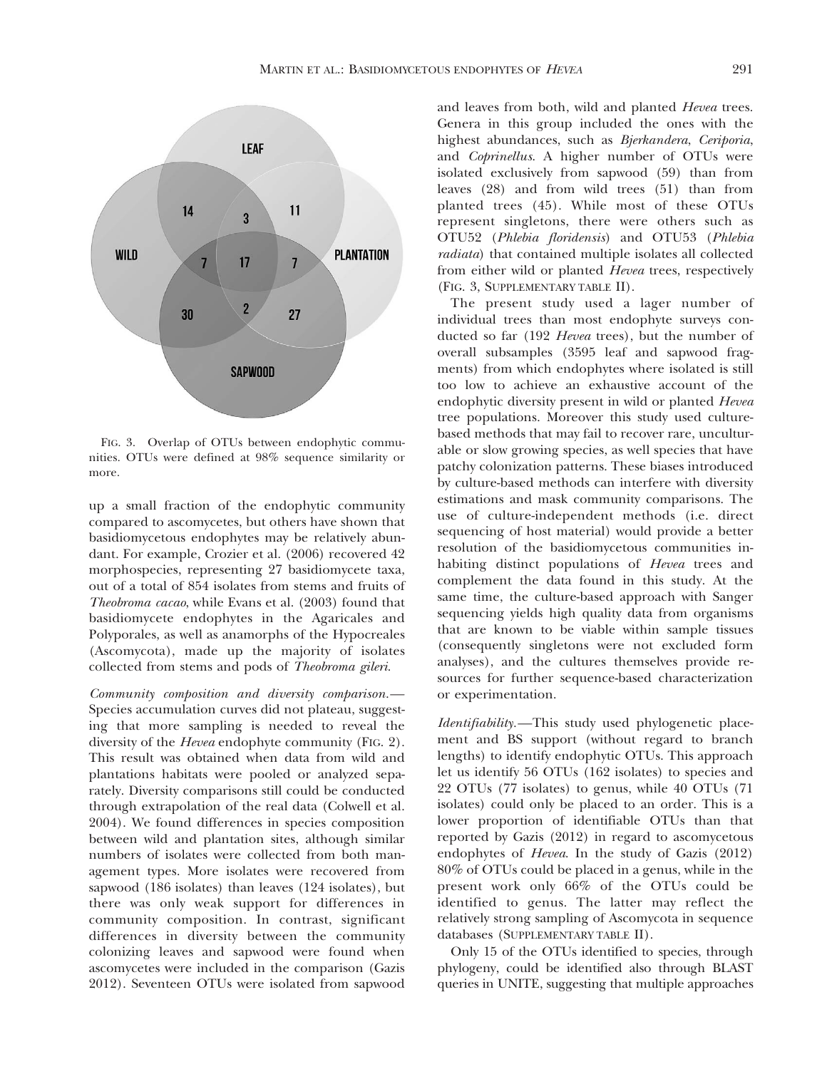LEAF

WILD

PLANTATION

SAPWOOD

14 3 11

7 17 7

30 2 27

FIG. 3. Overlap of OTUs between endophytic communities. OTUs were defined at 98% sequence similarity or more.

up a small fraction of the endophytic community compared to ascomycetes, but others have shown that basidiomycetous endophytes may be relatively abundant. For example, Crozier et al. (2006) recovered 42 morphospecies, representing 27 basidiomycete taxa, out of a total of 854 isolates from stems and fruits of *Theobroma cacao*, while Evans et al. (2003) found that basidiomycete endophytes in the Agaricales and Polyporales, as well as anamorphs of the Hypocreales (Ascomycota), made up the majority of isolates collected from stems and pods of *Theobroma gileri*.

*Community composition and diversity comparison.*— Species accumulation curves did not plateau, suggesting that more sampling is needed to reveal the diversity of the *Hevea* endophyte community (FIG. 2). This result was obtained when data from wild and plantations habitats were pooled or analyzed separately. Diversity comparisons still could be conducted through extrapolation of the real data (Colwell et al. 2004). We found differences in species composition between wild and plantation sites, although similar numbers of isolates were collected from both management types. More isolates were recovered from sapwood (186 isolates) than leaves (124 isolates), but there was only weak support for differences in community composition. In contrast, significant differences in diversity between the community colonizing leaves and sapwood were found when ascomycetes were included in the comparison (Gazis 2012). Seventeen OTUs were isolated from sapwood and leaves from both, wild and planted *Hevea* trees. Genera in this group included the ones with the highest abundances, such as *Bjerkandera*, *Ceriporia*, and *Coprinellus*. A higher number of OTUs were isolated exclusively from sapwood (59) than from leaves (28) and from wild trees (51) than from planted trees (45). While most of these OTUs represent singletons, there were others such as OTU52 (*Phlebia floridensis*) and OTU53 (*Phlebia radiata*) that contained multiple isolates all collected from either wild or planted *Hevea* trees, respectively (FIG. 3, SUPPLEMENTARY TABLE II).

The present study used a lager number of individual trees than most endophyte surveys conducted so far (192 *Hevea* trees), but the number of overall subsamples (3595 leaf and sapwood fragments) from which endophytes where isolated is still too low to achieve an exhaustive account of the endophytic diversity present in wild or planted *Hevea* tree populations. Moreover this study used culture-based methods that may fail to recover rare, unculturable or slow growing species, as well species that have patchy colonization patterns. These biases introduced by culture-based methods can interfere with diversity estimations and mask community comparisons. The use of culture-independent methods (i.e. direct sequencing of host material) would provide a better resolution of the basidiomycetous communities inhabiting distinct populations of *Hevea* trees and complement the data found in this study. At the same time, the culture-based approach with Sanger sequencing yields high quality data from organisms that are known to be viable within sample tissues (consequently singletons were not excluded form analyses), and the cultures themselves provide resources for further sequence-based characterization or experimentation.

*Identifiability.*—This study used phylogenetic placement and BS support (without regard to branch lengths) to identify endophytic OTUs. This approach let us identify 56 OTUs (162 isolates) to species and 22 OTUs (77 isolates) to genus, while 40 OTUs (71 isolates) could only be placed to an order. This is a lower proportion of identifiable OTUs than that reported by Gazis (2012) in regard to ascomycetous endophytes of *Hevea*. In the study of Gazis (2012) 80% of OTUs could be placed in a genus, while in the present work only 66% of the OTUs could be identified to genus. The latter may reflect the relatively strong sampling of Ascomycota in sequence databases (SUPPLEMENTARY TABLE II).

Only 15 of the OTUs identified to species, through phylogeny, could be identified also through BLAST queries in UNITE, suggesting that multiple approaches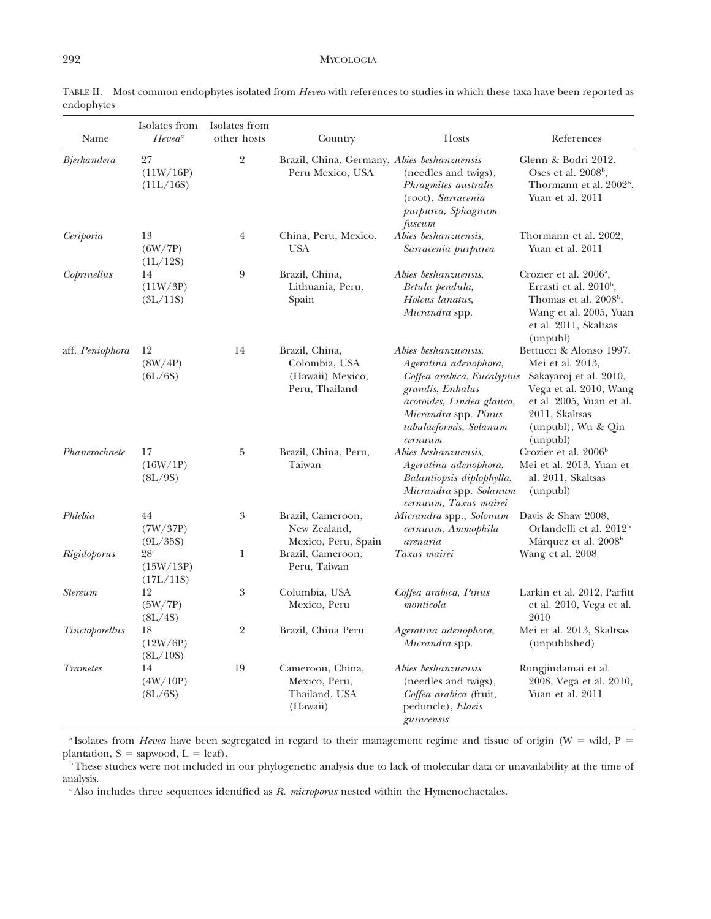TABLE II. Most common endophytes isolated from *Hevea* with references to studies in which these taxa have been reported as endophytes

| Name | Isolates from *Hevea*[a] | Isolates from other hosts | Country | Hosts | References |
|---|---|---|---|---|---|
| *Bjerkandera* | 27 (11W/16P) (11L/16S) | 2 | Brazil, China, Germany, Peru Mexico, USA | *Abies beshanzuensis* (needles and twigs), *Phragmites australis* (root), *Sarracenia purpurea*, *Sphagnum fuscum* | Glenn & Bodri 2012, Oses et al. 2008[b], Thormann et al. 2002[b], Yuan et al. 2011 |
| *Ceriporia* | 13 (6W/7P) (1L/12S) | 4 | China, Peru, Mexico, USA | *Abies beshanzuensis*, *Sarracenia purpurea* | Thormann et al. 2002, Yuan et al. 2011 |
| *Coprinellus* | 14 (11W/3P) (3L/11S) | 9 | Brazil, China, Lithuania, Peru, Spain | *Abies beshanzuensis*, *Betula pendula*, *Holcus lanatus*, *Micrandra* spp. | Crozier et al. 2006[a], Errasti et al. 2010[b], Thomas et al. 2008[b], Wang et al. 2005, Yuan et al. 2011, Skaltsas (unpubl) |
| aff. *Peniophora* | 12 (8W/4P) (6L/6S) | 14 | Brazil, China, Colombia, USA (Hawaii) Mexico, Peru, Thailand | *Abies beshanzuensis*, *Ageratina adenophora*, *Coffea arabica*, *Eucalyptus grandis*, *Enhalus acoroides*, *Lindea glauca*, *Micrandra* spp. *Pinus tabulaeformis*, *Solanum cernuum* | Bettucci & Alonso 1997, Mei et al. 2013, Sakayaroj et al. 2010, Vega et al. 2010, Wang et al. 2005, Yuan et al. 2011, Skaltsas (unpubl), Wu & Qin (unpubl) |
| *Phanerochaete* | 17 (16W/1P) (8L/9S) | 5 | Brazil, China, Peru, Taiwan | *Abies beshanzuensis*, *Ageratina adenophora*, *Balantiopsis diplophylla*, *Micrandra* spp. *Solanum cernuum*, *Taxus mairei* | Crozier et al. 2006[b] Mei et al. 2013, Yuan et al. 2011, Skaltsas (unpubl) |
| *Phlebia* | 44 (7W/37P) (9L/35S) | 3 | Brazil, Cameroon, New Zealand, Mexico, Peru, Spain | *Micrandra* spp., *Solonum cernuum*, *Ammophila arenaria* | Davis & Shaw 2008, Orlandelli et al. 2012[b] Márquez et al. 2008[b] |
| *Rigidoporus* | 28[c] (15W/13P) (17L/11S) | 1 | Brazil, Cameroon, Peru, Taiwan | *Taxus mairei* | Wang et al. 2008 |
| *Stereum* | 12 (5W/7P) (8L/4S) | 3 | Columbia, USA Mexico, Peru | *Coffea arabica*, *Pinus monticola* | Larkin et al. 2012, Parfitt et al. 2010, Vega et al. 2010 |
| *Tinctoporellus* | 18 (12W/6P) (8L/10S) | 2 | Brazil, China Peru | *Ageratina adenophora*, *Micrandra* spp. | Mei et al. 2013, Skaltsas (unpublished) |
| *Trametes* | 14 (4W/10P) (8L/6S) | 19 | Cameroon, China, Mexico, Peru, Thailand, USA (Hawaii) | *Abies beshanzuensis* (needles and twigs), *Coffea arabica (*fruit, peduncle), *Elaeis guineensis* | Rungjindamai et al. 2008, Vega et al. 2010, Yuan et al. 2011 |

[a] Isolates from *Hevea* have been segregated in regard to their management regime and tissue of origin (W = wild, P = plantation, S = sapwood, L = leaf).

[b] These studies were not included in our phylogenetic analysis due to lack of molecular data or unavailability at the time of analysis.

[c] Also includes three sequences identified as *R. microporus* nested within the Hymenochaetales.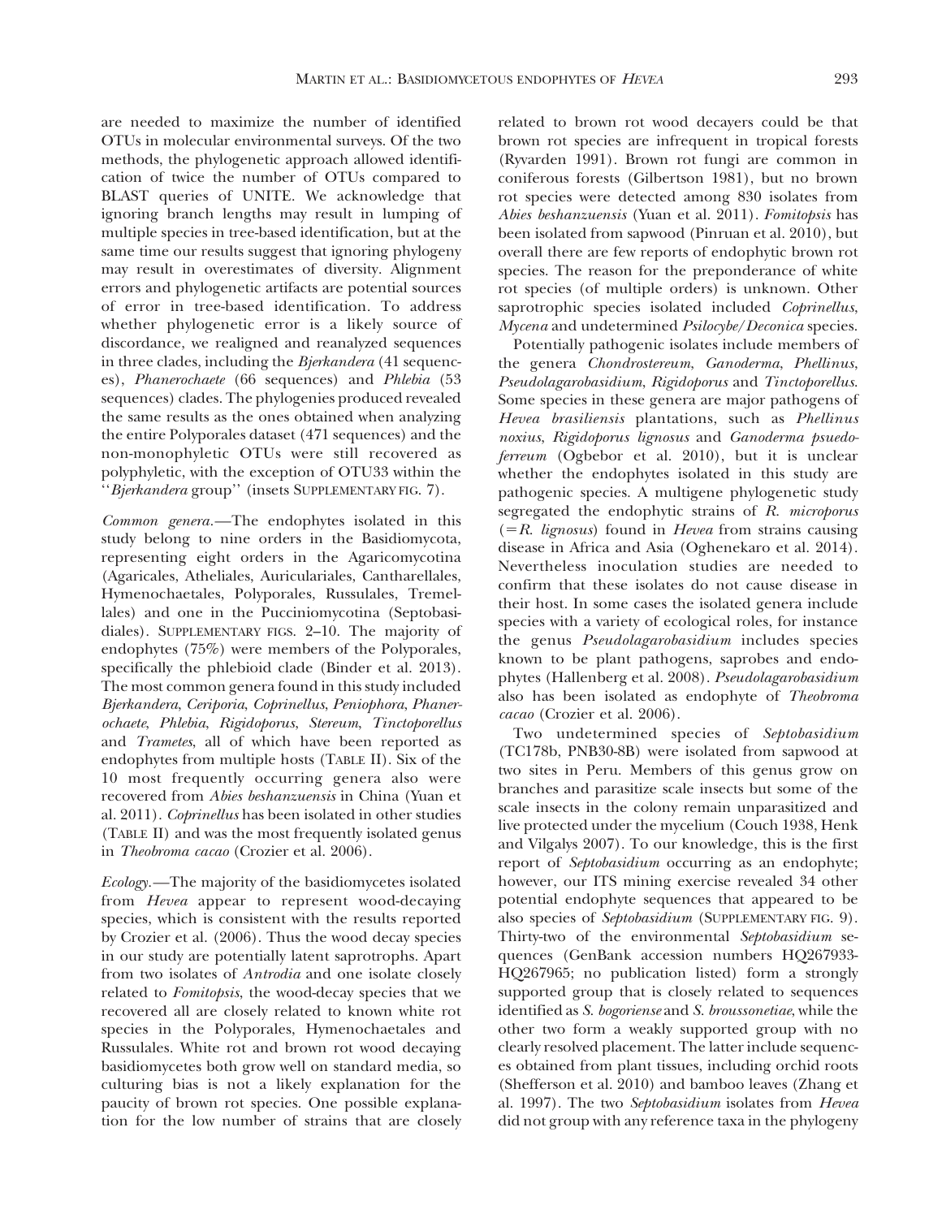are needed to maximize the number of identified OTUs in molecular environmental surveys. Of the two methods, the phylogenetic approach allowed identification of twice the number of OTUs compared to BLAST queries of UNITE. We acknowledge that ignoring branch lengths may result in lumping of multiple species in tree-based identification, but at the same time our results suggest that ignoring phylogeny may result in overestimates of diversity. Alignment errors and phylogenetic artifacts are potential sources of error in tree-based identification. To address whether phylogenetic error is a likely source of discordance, we realigned and reanalyzed sequences in three clades, including the *Bjerkandera* (41 sequences), *Phanerochaete* (66 sequences) and *Phlebia* (53 sequences) clades. The phylogenies produced revealed the same results as the ones obtained when analyzing the entire Polyporales dataset (471 sequences) and the non-monophyletic OTUs were still recovered as polyphyletic, with the exception of OTU33 within the ''*Bjerkandera* group'' (insets SUPPLEMENTARY FIG. 7).

*Common genera*.—The endophytes isolated in this study belong to nine orders in the Basidiomycota, representing eight orders in the Agaricomycotina (Agaricales, Atheliales, Auriculariales, Cantharellales, Hymenochaetales, Polyporales, Russulales, Tremellales) and one in the Pucciniomycotina (Septobasidiales). SUPPLEMENTARY FIGS. 2–10. The majority of endophytes (75%) were members of the Polyporales, specifically the phlebioid clade (Binder et al. 2013). The most common genera found in this study included *Bjerkandera*, *Ceriporia*, *Coprinellus*, *Peniophora*, *Phanerochaete*, *Phlebia*, *Rigidoporus*, *Stereum*, *Tinctoporellus* and *Trametes*, all of which have been reported as endophytes from multiple hosts (TABLE II). Six of the 10 most frequently occurring genera also were recovered from *Abies beshanzuensis* in China (Yuan et al. 2011). *Coprinellus* has been isolated in other studies (TABLE II) and was the most frequently isolated genus in *Theobroma cacao* (Crozier et al. 2006).

*Ecology*.—The majority of the basidiomycetes isolated from *Hevea* appear to represent wood-decaying species, which is consistent with the results reported by Crozier et al. (2006). Thus the wood decay species in our study are potentially latent saprotrophs. Apart from two isolates of *Antrodia* and one isolate closely related to *Fomitopsis*, the wood-decay species that we recovered all are closely related to known white rot species in the Polyporales, Hymenochaetales and Russulales. White rot and brown rot wood decaying basidiomycetes both grow well on standard media, so culturing bias is not a likely explanation for the paucity of brown rot species. One possible explanation for the low number of strains that are closely related to brown rot wood decayers could be that brown rot species are infrequent in tropical forests (Ryvarden 1991). Brown rot fungi are common in coniferous forests (Gilbertson 1981), but no brown rot species were detected among 830 isolates from *Abies beshanzuensis* (Yuan et al. 2011). *Fomitopsis* has been isolated from sapwood (Pinruan et al. 2010), but overall there are few reports of endophytic brown rot species. The reason for the preponderance of white rot species (of multiple orders) is unknown. Other saprotrophic species isolated included *Coprinellus*, *Mycena* and undetermined *Psilocybe*/*Deconica* species.

Potentially pathogenic isolates include members of the genera *Chondrostereum*, *Ganoderma*, *Phellinus*, *Pseudolagarobasidium*, *Rigidoporus* and *Tinctoporellus*. Some species in these genera are major pathogens of *Hevea brasiliensis* plantations, such as *Phellinus noxius*, *Rigidoporus lignosus* and *Ganoderma psuedoferreum* (Ogbebor et al. 2010), but it is unclear whether the endophytes isolated in this study are pathogenic species. A multigene phylogenetic study segregated the endophytic strains of *R. microporus* (=*R. lignosus*) found in *Hevea* from strains causing disease in Africa and Asia (Oghenekaro et al. 2014). Nevertheless inoculation studies are needed to confirm that these isolates do not cause disease in their host. In some cases the isolated genera include species with a variety of ecological roles, for instance the genus *Pseudolagarobasidium* includes species known to be plant pathogens, saprobes and endophytes (Hallenberg et al. 2008). *Pseudolagarobasidium* also has been isolated as endophyte of *Theobroma cacao* (Crozier et al. 2006).

Two undetermined species of *Septobasidium* (TC178b, PNB30-8B) were isolated from sapwood at two sites in Peru. Members of this genus grow on branches and parasitize scale insects but some of the scale insects in the colony remain unparasitized and live protected under the mycelium (Couch 1938, Henk and Vilgalys 2007). To our knowledge, this is the first report of *Septobasidium* occurring as an endophyte; however, our ITS mining exercise revealed 34 other potential endophyte sequences that appeared to be also species of *Septobasidium* (SUPPLEMENTARY FIG. 9). Thirty-two of the environmental *Septobasidium* sequences (GenBank accession numbers HQ267933-HQ267965; no publication listed) form a strongly supported group that is closely related to sequences identified as *S. bogoriense* and *S. broussonetiae*, while the other two form a weakly supported group with no clearly resolved placement. The latter include sequences obtained from plant tissues, including orchid roots (Shefferson et al. 2010) and bamboo leaves (Zhang et al. 1997). The two *Septobasidium* isolates from *Hevea* did not group with any reference taxa in the phylogeny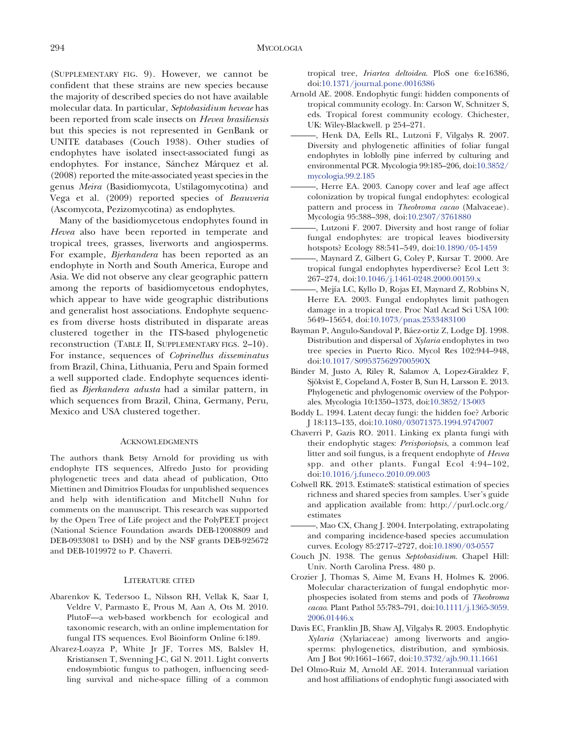(SUPPLEMENTARY FIG. 9). However, we cannot be confident that these strains are new species because the majority of described species do not have available molecular data. In particular, *Septobasidium heveae* has been reported from scale insects on *Hevea brasiliensis* but this species is not represented in GenBank or UNITE databases (Couch 1938). Other studies of endophytes have isolated insect-associated fungi as endophytes. For instance, Sánchez Márquez et al. (2008) reported the mite-associated yeast species in the genus *Meira* (Basidiomycota, Ustilagomycotina) and Vega et al. (2009) reported species of *Beauveria* (Ascomycota, Pezizomycotina) as endophytes.

Many of the basidiomycetous endophytes found in *Hevea* also have been reported in temperate and tropical trees, grasses, liverworts and angiosperms. For example, *Bjerkandera* has been reported as an endophyte in North and South America, Europe and Asia. We did not observe any clear geographic pattern among the reports of basidiomycetous endophytes, which appear to have wide geographic distributions and generalist host associations. Endophyte sequences from diverse hosts distributed in disparate areas clustered together in the ITS-based phylogenetic reconstruction (TABLE II, SUPPLEMENTARY FIGS. 2–10). For instance, sequences of *Coprinellus disseminatus* from Brazil, China, Lithuania, Peru and Spain formed a well supported clade. Endophyte sequences identified as *Bjerkandera adusta* had a similar pattern, in which sequences from Brazil, China, Germany, Peru, Mexico and USA clustered together.

## ACKNOWLEDGMENTS

The authors thank Betsy Arnold for providing us with endophyte ITS sequences, Alfredo Justo for providing phylogenetic trees and data ahead of publication, Otto Miettinen and Dimitrios Floudas for unpublished sequences and help with identification and Mitchell Nuhn for comments on the manuscript. This research was supported by the Open Tree of Life project and the PolyPEET project (National Science Foundation awards DEB-12008809 and DEB-0933081 to DSH) and by the NSF grants DEB-925672 and DEB-1019972 to P. Chaverri.

## LITERATURE CITED

Abarenkov K, Tedersoo L, Nilsson RH, Vellak K, Saar I, Veldre V, Parmasto E, Prous M, Aan A, Ots M. 2010. PlutoF—a web-based workbench for ecological and taxonomic research, with an online implementation for fungal ITS sequences. Evol Bioinform Online 6:189.

Alvarez-Loayza P, White Jr JF, Torres MS, Balslev H, Kristiansen T, Svenning J-C, Gil N. 2011. Light converts endosymbiotic fungus to pathogen, influencing seedling survival and niche-space filling of a common tropical tree, *Iriartea deltoidea*. PloS one 6:e16386, doi:10.1371/journal.pone.0016386

Arnold AE. 2008. Endophytic fungi: hidden components of tropical community ecology. In: Carson W, Schnitzer S, eds. Tropical forest community ecology. Chichester, UK: Wiley-Blackwell. p 254–271.

———, Henk DA, Eells RL, Lutzoni F, Vilgalys R. 2007. Diversity and phylogenetic affinities of foliar fungal endophytes in loblolly pine inferred by culturing and environmental PCR. Mycologia 99:185–206, doi:10.3852/mycologia.99.2.185

———, Herre EA. 2003. Canopy cover and leaf age affect colonization by tropical fungal endophytes: ecological pattern and process in *Theobroma cacao* (Malvaceae). Mycologia 95:388–398, doi:10.2307/3761880

———, Lutzoni F. 2007. Diversity and host range of foliar fungal endophytes: are tropical leaves biodiversity hotspots? Ecology 88:541–549, doi:10.1890/05-1459

———, Maynard Z, Gilbert G, Coley P, Kursar T. 2000. Are tropical fungal endophytes hyperdiverse? Ecol Lett 3: 267–274, doi:10.1046/j.1461-0248.2000.00159.x

———, Mejía LC, Kyllo D, Rojas EI, Maynard Z, Robbins N, Herre EA. 2003. Fungal endophytes limit pathogen damage in a tropical tree. Proc Natl Acad Sci USA 100: 5649–15654, doi:10.1073/pnas.2533483100

Bayman P, Angulo-Sandoval P, Báez-ortiz Z, Lodge DJ. 1998. Distribution and dispersal of *Xylaria* endophytes in two tree species in Puerto Rico. Mycol Res 102:944–948, doi:10.1017/S095375629700590X

Binder M, Justo A, Riley R, Salamov A, Lopez-Giraldez F, Sjökvist E, Copeland A, Foster B, Sun H, Larsson E. 2013. Phylogenetic and phylogenomic overview of the Polyporales. Mycologia 10:1350–1373, doi:10.3852/13-003

Boddy L. 1994. Latent decay fungi: the hidden foe? Arboric J 18:113–135, doi:10.1080/03071375.1994.9747007

Chaverri P, Gazis RO. 2011. Linking ex planta fungi with their endophytic stages: *Perisporiopsis*, a common leaf litter and soil fungus, is a frequent endophyte of *Hevea* spp. and other plants. Fungal Ecol 4:94–102, doi:10.1016/j.funeco.2010.09.003

Colwell RK. 2013. EstimateS: statistical estimation of species richness and shared species from samples. User's guide and application available from: http://purl.oclc.org/estimates

———, Mao CX, Chang J. 2004. Interpolating, extrapolating and comparing incidence-based species accumulation curves. Ecology 85:2717–2727, doi:10.1890/03-0557

Couch JN. 1938. The genus *Septobasidium*. Chapel Hill: Univ. North Carolina Press. 480 p.

Crozier J, Thomas S, Aime M, Evans H, Holmes K. 2006. Molecular characterization of fungal endophytic morphospecies isolated from stems and pods of *Theobroma cacao*. Plant Pathol 55:783–791, doi:10.1111/j.1365-3059.2006.01446.x

Davis EC, Franklin JB, Shaw AJ, Vilgalys R. 2003. Endophytic *Xylaria* (Xylariaceae) among liverworts and angiosperms: phylogenetics, distribution, and symbiosis. Am J Bot 90:1661–1667, doi:10.3732/ajb.90.11.1661

Del Olmo-Ruiz M, Arnold AE. 2014. Interannual variation and host affiliations of endophytic fungi associated with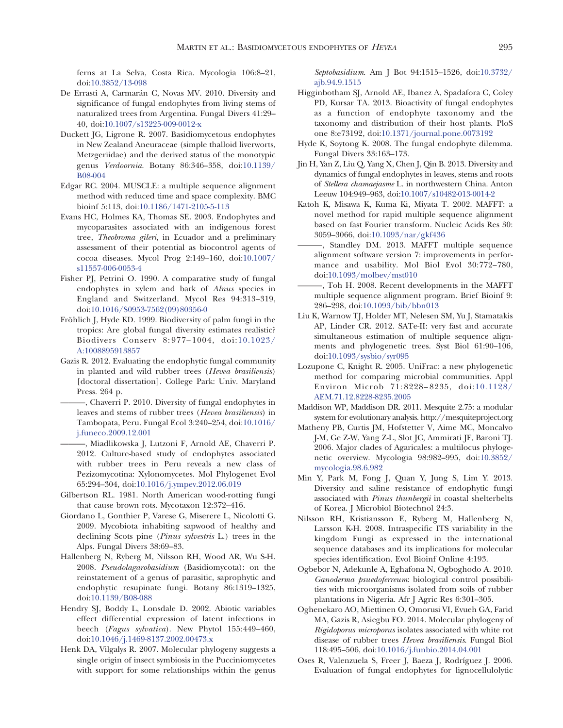ferns at La Selva, Costa Rica. Mycologia 106:8–21, doi:10.3852/13-098

De Errasti A, Carmarán C, Novas MV. 2010. Diversity and significance of fungal endophytes from living stems of naturalized trees from Argentina. Fungal Divers 41:29–40, doi:10.1007/s13225-009-0012-x

Duckett JG, Ligrone R. 2007. Basidiomycetous endophytes in New Zealand Aneuraceae (simple thalloid liverworts, Metzgeriidae) and the derived status of the monotypic genus *Verdoornia*. Botany 86:346–358, doi:10.1139/B08-004

Edgar RC. 2004. MUSCLE: a multiple sequence alignment method with reduced time and space complexity. BMC bioinf 5:113, doi:10.1186/1471-2105-5-113

Evans HC, Holmes KA, Thomas SE. 2003. Endophytes and mycoparasites associated with an indigenous forest tree, *Theobroma gileri*, in Ecuador and a preliminary assessment of their potential as biocontrol agents of cocoa diseases. Mycol Prog 2:149–160, doi:10.1007/s11557-006-0053-4

Fisher PJ, Petrini O. 1990. A comparative study of fungal endophytes in xylem and bark of *Alnus* species in England and Switzerland. Mycol Res 94:313–319, doi:10.1016/S0953-7562(09)80356-0

Fröhlich J, Hyde KD. 1999. Biodiversity of palm fungi in the tropics: Are global fungal diversity estimates realistic? Biodivers Conserv 8:977–1004, doi:10.1023/A:1008895913857

Gazis R. 2012. Evaluating the endophytic fungal community in planted and wild rubber trees (*Hevea brasiliensis*) [doctoral dissertation]. College Park: Univ. Maryland Press. 264 p.

———, Chaverri P. 2010. Diversity of fungal endophytes in leaves and stems of rubber trees (*Hevea brasiliensis*) in Tambopata, Peru. Fungal Ecol 3:240–254, doi:10.1016/j.funeco.2009.12.001

———, Miadlikowska J, Lutzoni F, Arnold AE, Chaverri P. 2012. Culture-based study of endophytes associated with rubber trees in Peru reveals a new class of Pezizomycotina: Xylonomycetes. Mol Phylogenet Evol 65:294–304, doi:10.1016/j.ympev.2012.06.019

Gilbertson RL. 1981. North American wood-rotting fungi that cause brown rots. Mycotaxon 12:372–416.

Giordano L, Gonthier P, Varese G, Miserere L, Nicolotti G. 2009. Mycobiota inhabiting sapwood of healthy and declining Scots pine (*Pinus sylvestris* L.) trees in the Alps. Fungal Divers 38:69–83.

Hallenberg N, Ryberg M, Nilsson RH, Wood AR, Wu S-H. 2008. *Pseudolagarobasidium* (Basidiomycota): on the reinstatement of a genus of parasitic, saprophytic and endophytic resupinate fungi. Botany 86:1319–1325, doi:10.1139/B08-088

Hendry SJ, Boddy L, Lonsdale D. 2002. Abiotic variables effect differential expression of latent infections in beech (*Fagus sylvatica*). New Phytol 155:449–460, doi:10.1046/j.1469-8137.2002.00473.x

Henk DA, Vilgalys R. 2007. Molecular phylogeny suggests a single origin of insect symbiosis in the Pucciniomycetes with support for some relationships within the genus *Septobasidium*. Am J Bot 94:1515–1526, doi:10.3732/ajb.94.9.1515

Higginbotham SJ, Arnold AE, Ibanez A, Spadafora C, Coley PD, Kursar TA. 2013. Bioactivity of fungal endophytes as a function of endophyte taxonomy and the taxonomy and distribution of their host plants. PloS one 8:e73192, doi:10.1371/journal.pone.0073192

Hyde K, Soytong K. 2008. The fungal endophyte dilemma. Fungal Divers 33:163–173.

Jin H, Yan Z, Liu Q, Yang X, Chen J, Qin B. 2013. Diversity and dynamics of fungal endophytes in leaves, stems and roots of *Stellera chamaejasme* L. in northwestern China. Anton Leeuw 104:949–963, doi:10.1007/s10482-013-0014-2

Katoh K, Misawa K, Kuma Ki, Miyata T. 2002. MAFFT: a novel method for rapid multiple sequence alignment based on fast Fourier transform. Nucleic Acids Res 30: 3059–3066, doi:10.1093/nar/gkf436

———, Standley DM. 2013. MAFFT multiple sequence alignment software version 7: improvements in performance and usability. Mol Biol Evol 30:772–780, doi:10.1093/molbev/mst010

———, Toh H. 2008. Recent developments in the MAFFT multiple sequence alignment program. Brief Bioinf 9: 286–298, doi:10.1093/bib/bbn013

Liu K, Warnow TJ, Holder MT, Nelesen SM, Yu J, Stamatakis AP, Linder CR. 2012. SATe-II: very fast and accurate simultaneous estimation of multiple sequence alignments and phylogenetic trees. Syst Biol 61:90–106, doi:10.1093/sysbio/syr095

Lozupone C, Knight R. 2005. UniFrac: a new phylogenetic method for comparing microbial communities. Appl Environ Microb 71:8228–8235, doi:10.1128/AEM.71.12.8228-8235.2005

Maddison WP, Maddison DR. 2011. Mesquite 2.75: a modular system for evolutionary analysis. http://mesquiteproject.org

Matheny PB, Curtis JM, Hofstetter V, Aime MC, Moncalvo J-M, Ge Z-W, Yang Z-L, Slot JC, Ammirati JF, Baroni TJ. 2006. Major clades of Agaricales: a multilocus phylogenetic overview. Mycologia 98:982–995, doi:10.3852/mycologia.98.6.982

Min Y, Park M, Fong J, Quan Y, Jung S, Lim Y. 2013. Diversity and saline resistance of endophytic fungi associated with *Pinus thunbergii* in coastal shelterbelts of Korea. J Microbiol Biotechnol 24:3.

Nilsson RH, Kristiansson E, Ryberg M, Hallenberg N, Larsson K-H. 2008. Intraspecific ITS variability in the kingdom Fungi as expressed in the international sequence databases and its implications for molecular species identification. Evol Bioinf Online 4:193.

Ogbebor N, Adekunle A, Eghafona N, Ogboghodo A. 2010. *Ganoderma psuedoferreum*: biological control possibilities with microorganisms isolated from soils of rubber plantations in Nigeria. Afr J Agric Res 6:301–305.

Oghenekaro AO, Miettinen O, Omorusi VI, Evueh GA, Farid MA, Gazis R, Asiegbu FO. 2014. Molecular phylogeny of *Rigidoporus microporus* isolates associated with white rot disease of rubber trees *Hevea brasiliensis*. Fungal Biol 118:495–506, doi:10.1016/j.funbio.2014.04.001

Oses R, Valenzuela S, Freer J, Baeza J, Rodríguez J. 2006. Evaluation of fungal endophytes for lignocellulolytic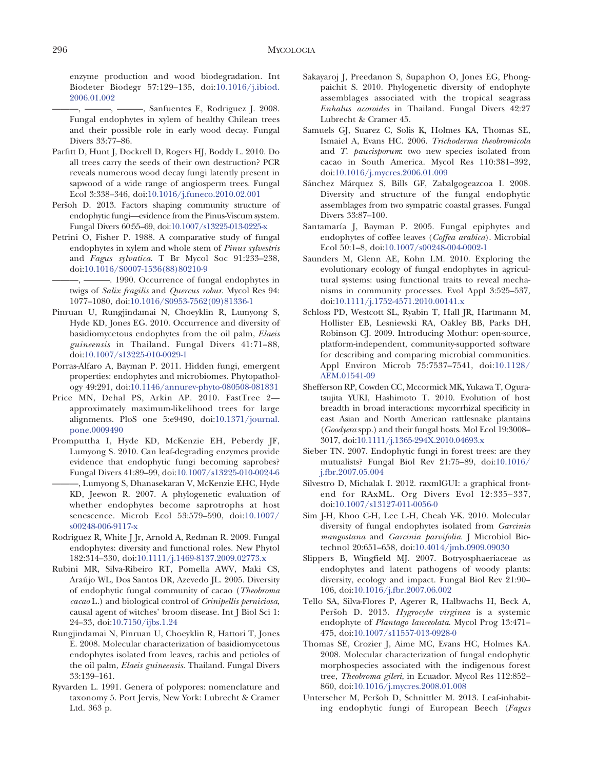enzyme production and wood biodegradation. Int Biodeter Biodegr 57:129–135, doi:10.1016/j.ibiod.2006.01.002

———, ———, ———, Sanfuentes E, Rodriguez J. 2008. Fungal endophytes in xylem of healthy Chilean trees and their possible role in early wood decay. Fungal Divers 33:77–86.

Parfitt D, Hunt J, Dockrell D, Rogers HJ, Boddy L. 2010. Do all trees carry the seeds of their own destruction? PCR reveals numerous wood decay fungi latently present in sapwood of a wide range of angiosperm trees. Fungal Ecol 3:338–346, doi:10.1016/j.funeco.2010.02.001

Peršoh D. 2013. Factors shaping community structure of endophytic fungi—evidence from the Pinus-Viscum system. Fungal Divers 60:55–69, doi:10.1007/s13225-013-0225-x

Petrini O, Fisher P. 1988. A comparative study of fungal endophytes in xylem and whole stem of *Pinus sylvestris* and *Fagus sylvatica*. T Br Mycol Soc 91:233–238, doi:10.1016/S0007-1536(88)80210-9

———, ———. 1990. Occurrence of fungal endophytes in twigs of *Salix fragilis* and *Quercus robur*. Mycol Res 94: 1077–1080, doi:10.1016/S0953-7562(09)81336-1

Pinruan U, Rungjindamai N, Choeyklin R, Lumyong S, Hyde KD, Jones EG. 2010. Occurrence and diversity of basidiomycetous endophytes from the oil palm, *Elaeis guineensis* in Thailand. Fungal Divers 41:71–88, doi:10.1007/s13225-010-0029-1

Porras-Alfaro A, Bayman P. 2011. Hidden fungi, emergent properties: endophytes and microbiomes. Phytopathology 49:291, doi:10.1146/annurev-phyto-080508-081831

Price MN, Dehal PS, Arkin AP. 2010. FastTree 2—approximately maximum-likelihood trees for large alignments. PloS one 5:e9490, doi:10.1371/journal.pone.0009490

Promputtha I, Hyde KD, McKenzie EH, Peberdy JF, Lumyong S. 2010. Can leaf-degrading enzymes provide evidence that endophytic fungi becoming saprobes? Fungal Divers 41:89–99, doi:10.1007/s13225-010-0024-6

———, Lumyong S, Dhanasekaran V, McKenzie EHC, Hyde KD, Jeewon R. 2007. A phylogenetic evaluation of whether endophytes become saprotrophs at host senescence. Microb Ecol 53:579–590, doi:10.1007/s00248-006-9117-x

Rodriguez R, White J Jr, Arnold A, Redman R. 2009. Fungal endophytes: diversity and functional roles. New Phytol 182:314–330, doi:10.1111/j.1469-8137.2009.02773.x

Rubini MR, Silva-Ribeiro RT, Pomella AWV, Maki CS, Araújo WL, Dos Santos DR, Azevedo JL. 2005. Diversity of endophytic fungal community of cacao (*Theobroma cacao* L.) and biological control of *Crinipellis perniciosa*, causal agent of witches' broom disease. Int J Biol Sci 1: 24–33, doi:10.7150/ijbs.1.24

Rungjindamai N, Pinruan U, Choeyklin R, Hattori T, Jones E. 2008. Molecular characterization of basidiomycetous endophytes isolated from leaves, rachis and petioles of the oil palm, *Elaeis guineensis*. Thailand. Fungal Divers 33:139–161.

Ryvarden L. 1991. Genera of polypores: nomenclature and taxonomy 5. Port Jervis, New York: Lubrecht & Cramer Ltd. 363 p.

Sakayaroj J, Preedanon S, Supaphon O, Jones EG, Phongpaichit S. 2010. Phylogenetic diversity of endophyte assemblages associated with the tropical seagrass *Enhalus acoroides* in Thailand. Fungal Divers 42:27 Lubrecht & Cramer 45.

Samuels GJ, Suarez C, Solis K, Holmes KA, Thomas SE, Ismaiel A, Evans HC. 2006. *Trichoderma theobromicola* and *T. paucisporum*: two new species isolated from cacao in South America. Mycol Res 110:381–392, doi:10.1016/j.mycres.2006.01.009

Sánchez Márquez S, Bills GF, Zabalgogeazcoa I. 2008. Diversity and structure of the fungal endophytic assemblages from two sympatric coastal grasses. Fungal Divers 33:87–100.

Santamaría J, Bayman P. 2005. Fungal epiphytes and endophytes of coffee leaves (*Coffea arabica*). Microbial Ecol 50:1–8, doi:10.1007/s00248-004-0002-1

Saunders M, Glenn AE, Kohn LM. 2010. Exploring the evolutionary ecology of fungal endophytes in agricultural systems: using functional traits to reveal mechanisms in community processes. Evol Appl 3:525–537, doi:10.1111/j.1752-4571.2010.00141.x

Schloss PD, Westcott SL, Ryabin T, Hall JR, Hartmann M, Hollister EB, Lesniewski RA, Oakley BB, Parks DH, Robinson CJ. 2009. Introducing Mothur: open-source, platform-independent, community-supported software for describing and comparing microbial communities. Appl Environ Microb 75:7537–7541, doi:10.1128/AEM.01541-09

Shefferson RP, Cowden CC, Mccormick MK, Yukawa T, Ogura-tsujita YUKI, Hashimoto T. 2010. Evolution of host breadth in broad interactions: mycorrhizal specificity in east Asian and North American rattlesnake plantains (*Goodyera* spp.) and their fungal hosts. Mol Ecol 19:3008–3017, doi:10.1111/j.1365-294X.2010.04693.x

Sieber TN. 2007. Endophytic fungi in forest trees: are they mutualists? Fungal Biol Rev 21:75–89, doi:10.1016/j.fbr.2007.05.004

Silvestro D, Michalak I. 2012. raxmlGUI: a graphical front-end for RAxML. Org Divers Evol 12:335–337, doi:10.1007/s13127-011-0056-0

Sim J-H, Khoo C-H, Lee L-H, Cheah Y-K. 2010. Molecular diversity of fungal endophytes isolated from *Garcinia mangostana* and *Garcinia parvifolia*. J Microbiol Biotechnol 20:651–658, doi:10.4014/jmb.0909.09030

Slippers B, Wingfield MJ. 2007. Botryosphaeriaceae as endophytes and latent pathogens of woody plants: diversity, ecology and impact. Fungal Biol Rev 21:90–106, doi:10.1016/j.fbr.2007.06.002

Tello SA, Silva-Flores P, Agerer R, Halbwachs H, Beck A, Peršoh D. 2013. *Hygrocybe virginea* is a systemic endophyte of *Plantago lanceolata*. Mycol Prog 13:471–475, doi:10.1007/s11557-013-0928-0

Thomas SE, Crozier J, Aime MC, Evans HC, Holmes KA. 2008. Molecular characterization of fungal endophytic morphospecies associated with the indigenous forest tree, *Theobroma gileri*, in Ecuador. Mycol Res 112:852–860, doi:10.1016/j.mycres.2008.01.008

Unterseher M, Peršoh D, Schnittler M. 2013. Leaf-inhabiting endophytic fungi of European Beech (*Fagus*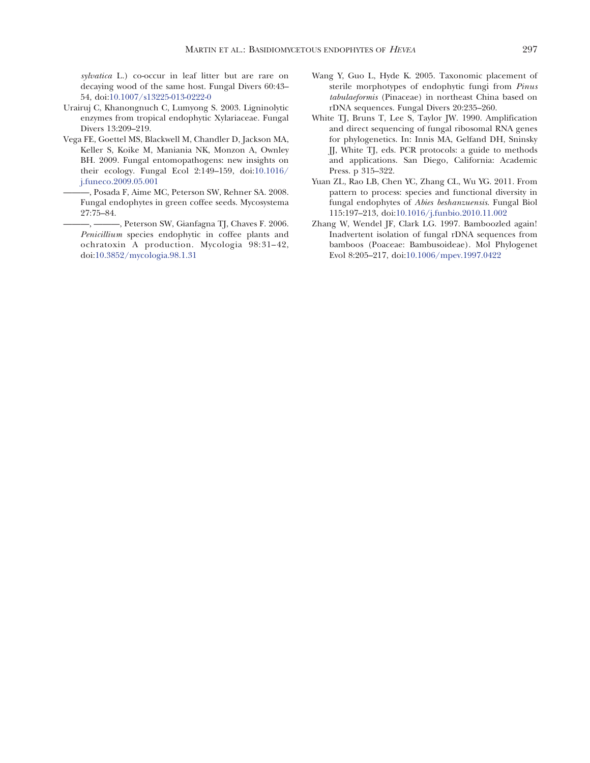*sylvatica* L.) co-occur in leaf litter but are rare on decaying wood of the same host. Fungal Divers 60:43–54, doi:10.1007/s13225-013-0222-0

Urairuj C, Khanongnuch C, Lumyong S. 2003. Ligninolytic enzymes from tropical endophytic Xylariaceae. Fungal Divers 13:209–219.

Vega FE, Goettel MS, Blackwell M, Chandler D, Jackson MA, Keller S, Koike M, Maniania NK, Monzon A, Ownley BH. 2009. Fungal entomopathogens: new insights on their ecology. Fungal Ecol 2:149–159, doi:10.1016/j.funeco.2009.05.001

———, Posada F, Aime MC, Peterson SW, Rehner SA. 2008. Fungal endophytes in green coffee seeds. Mycosystema 27:75–84.

———, ———, Peterson SW, Gianfagna TJ, Chaves F. 2006. *Penicillium* species endophytic in coffee plants and ochratoxin A production. Mycologia 98:31–42, doi:10.3852/mycologia.98.1.31

Wang Y, Guo L, Hyde K. 2005. Taxonomic placement of sterile morphotypes of endophytic fungi from *Pinus tabulaeformis* (Pinaceae) in northeast China based on rDNA sequences. Fungal Divers 20:235–260.

White TJ, Bruns T, Lee S, Taylor JW. 1990. Amplification and direct sequencing of fungal ribosomal RNA genes for phylogenetics. In: Innis MA, Gelfand DH, Sninsky JJ, White TJ, eds. PCR protocols: a guide to methods and applications. San Diego, California: Academic Press. p 315–322.

Yuan ZL, Rao LB, Chen YC, Zhang CL, Wu YG. 2011. From pattern to process: species and functional diversity in fungal endophytes of *Abies beshanzuensis*. Fungal Biol 115:197–213, doi:10.1016/j.funbio.2010.11.002

Zhang W, Wendel JF, Clark LG. 1997. Bamboozled again! Inadvertent isolation of fungal rDNA sequences from bamboos (Poaceae: Bambusoideae). Mol Phylogenet Evol 8:205–217, doi:10.1006/mpev.1997.0422